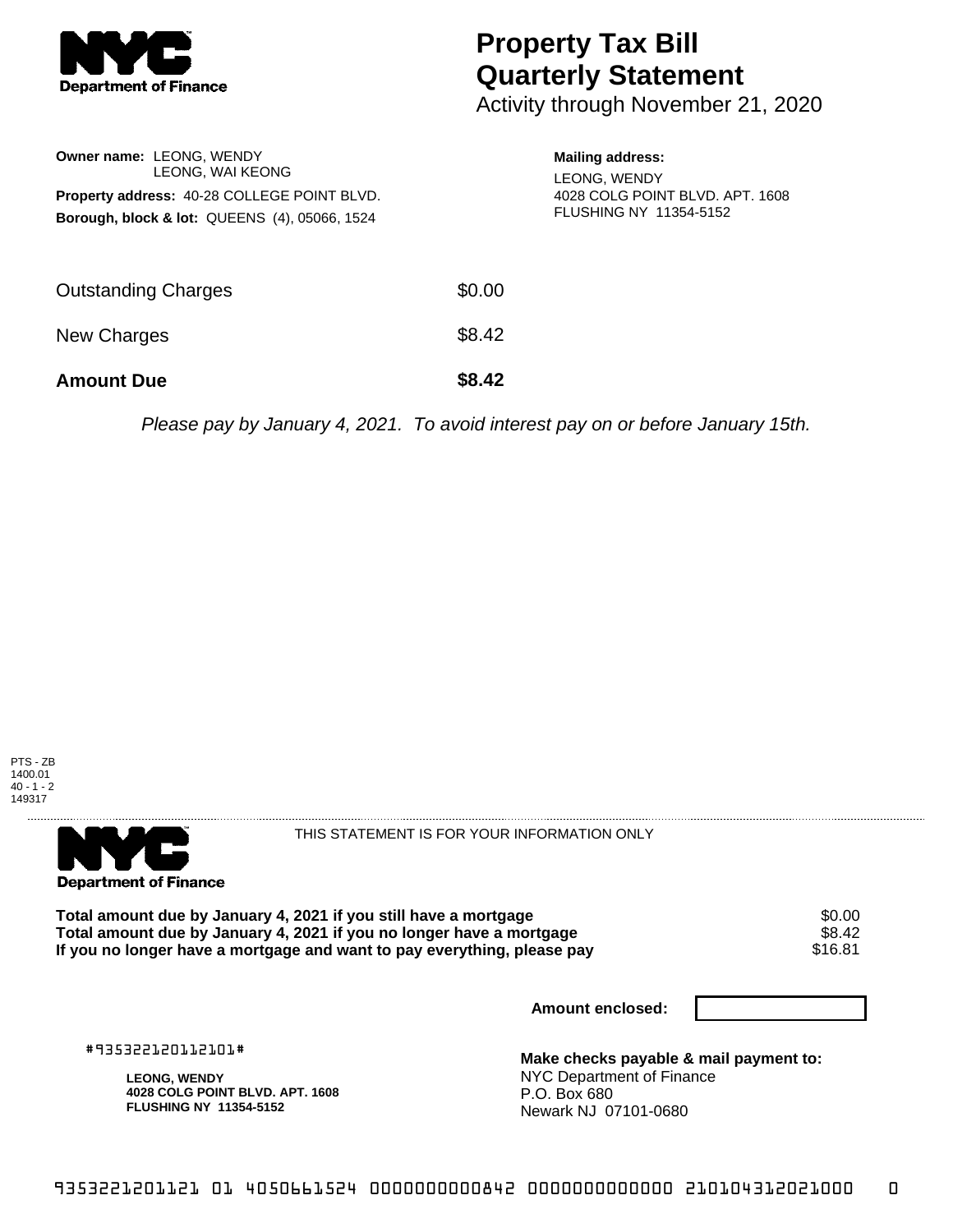NYC Department of Finance

# Property Tax Bill Quarterly Statement

Activity through November 21, 2020

**Owner name:** LEONG, WENDY
LEONG, WAI KEONG

**Property address:** 40-28 COLLEGE POINT BLVD.

**Borough, block & lot:** QUEENS (4), 05066, 1524

**Mailing address:**
LEONG, WENDY
4028 COLG POINT BLVD. APT. 1608
FLUSHING NY 11354-5152

| | |
|---|---|
| Outstanding Charges | $0.00 |
| New Charges | $8.42 |
| **Amount Due** | **$8.42** |

*Please pay by January 4, 2021. To avoid interest pay on or before January 15th.*

PTS - ZB
1400.01
40 - 1 - 2
149317

NYC Department of Finance

THIS STATEMENT IS FOR YOUR INFORMATION ONLY

| | |
|---|---|
| **Total amount due by January 4, 2021 if you still have a mortgage** | $0.00 |
| **Total amount due by January 4, 2021 if you no longer have a mortgage** | $8.42 |
| **If you no longer have a mortgage and want to pay everything, please pay** | $16.81 |

**Amount enclosed:**

#935322120112101#

**LEONG, WENDY**
**4028 COLG POINT BLVD. APT. 1608**
**FLUSHING NY 11354-5152**

**Make checks payable & mail payment to:**
NYC Department of Finance
P.O. Box 680
Newark NJ 07101-0680

9353221201121 01 4050661524 0000000000842 0000000000000 210104312021000 0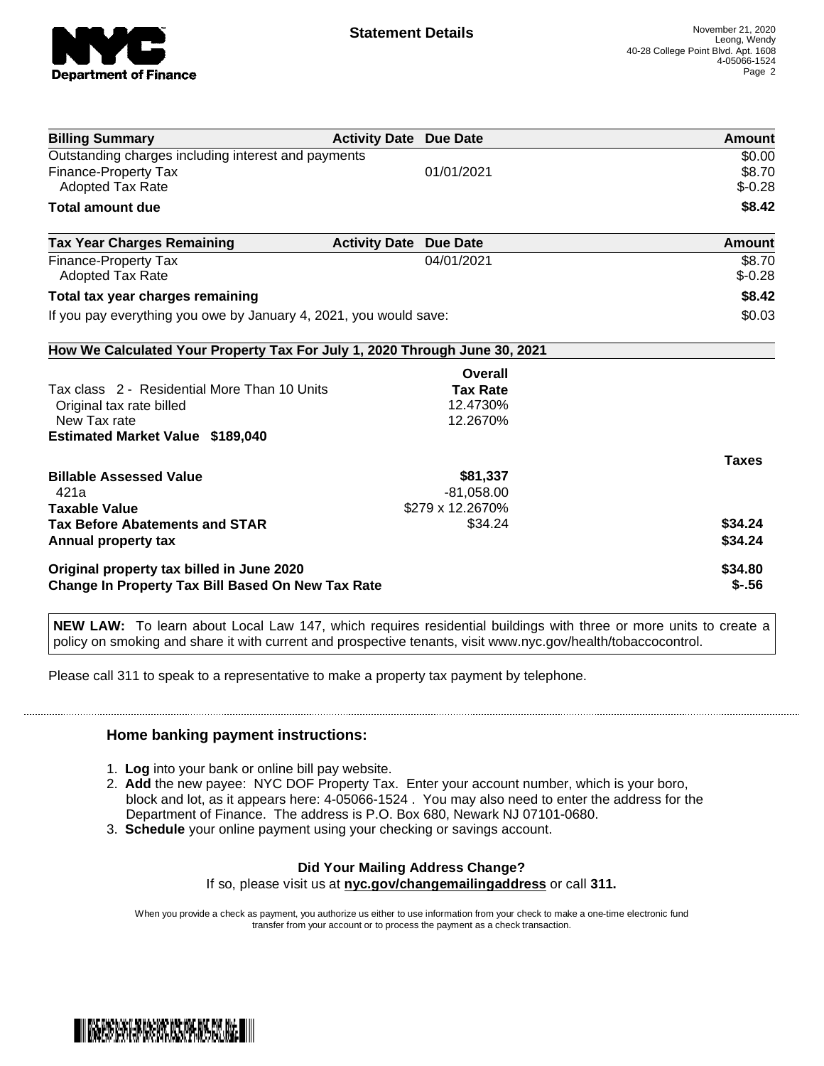# Statement Details

November 21, 2020
Leong, Wendy
40-28 College Point Blvd. Apt. 1608
4-05066-1524

| Billing Summary | Activity Date | Due Date | Amount |
|---|---|---|---|
| Outstanding charges including interest and payments | | | $0.00 |
| Finance-Property Tax | | 01/01/2021 | $8.70 |
| Adopted Tax Rate | | | $-0.28 |
| **Total amount due** | | | **$8.42** |

| Tax Year Charges Remaining | Activity Date | Due Date | Amount |
|---|---|---|---|
| Finance-Property Tax | | 04/01/2021 | $8.70 |
| Adopted Tax Rate | | | $-0.28 |
| **Total tax year charges remaining** | | | **$8.42** |
| If you pay everything you owe by January 4, 2021, you would save: | | | $0.03 |

## How We Calculated Your Property Tax For July 1, 2020 Through June 30, 2021

| | Overall Tax Rate | |
|---|---|---|
| Tax class 2 - Residential More Than 10 Units | | |
| Original tax rate billed | 12.4730% | |
| New Tax rate | 12.2670% | |
| **Estimated Market Value $189,040** | | |
| | | **Taxes** |
| **Billable Assessed Value** | **$81,337** | |
| 421a | -81,058.00 | |
| **Taxable Value** | $279 x 12.2670% | |
| **Tax Before Abatements and STAR** | $34.24 | **$34.24** |
| **Annual property tax** | | **$34.24** |
| **Original property tax billed in June 2020** | | **$34.80** |
| **Change In Property Tax Bill Based On New Tax Rate** | | **$-.56** |

**NEW LAW:** To learn about Local Law 147, which requires residential buildings with three or more units to create a policy on smoking and share it with current and prospective tenants, visit www.nyc.gov/health/tobaccocontrol.

Please call 311 to speak to a representative to make a property tax payment by telephone.

### Home banking payment instructions:

1. **Log** into your bank or online bill pay website.
2. **Add** the new payee: NYC DOF Property Tax. Enter your account number, which is your boro, block and lot, as it appears here: 4-05066-1524 . You may also need to enter the address for the Department of Finance. The address is P.O. Box 680, Newark NJ 07101-0680.
3. **Schedule** your online payment using your checking or savings account.

**Did Your Mailing Address Change?**

If so, please visit us at **nyc.gov/changemailingaddress** or call **311.**

When you provide a check as payment, you authorize us either to use information from your check to make a one-time electronic fund transfer from your account or to process the payment as a check transaction.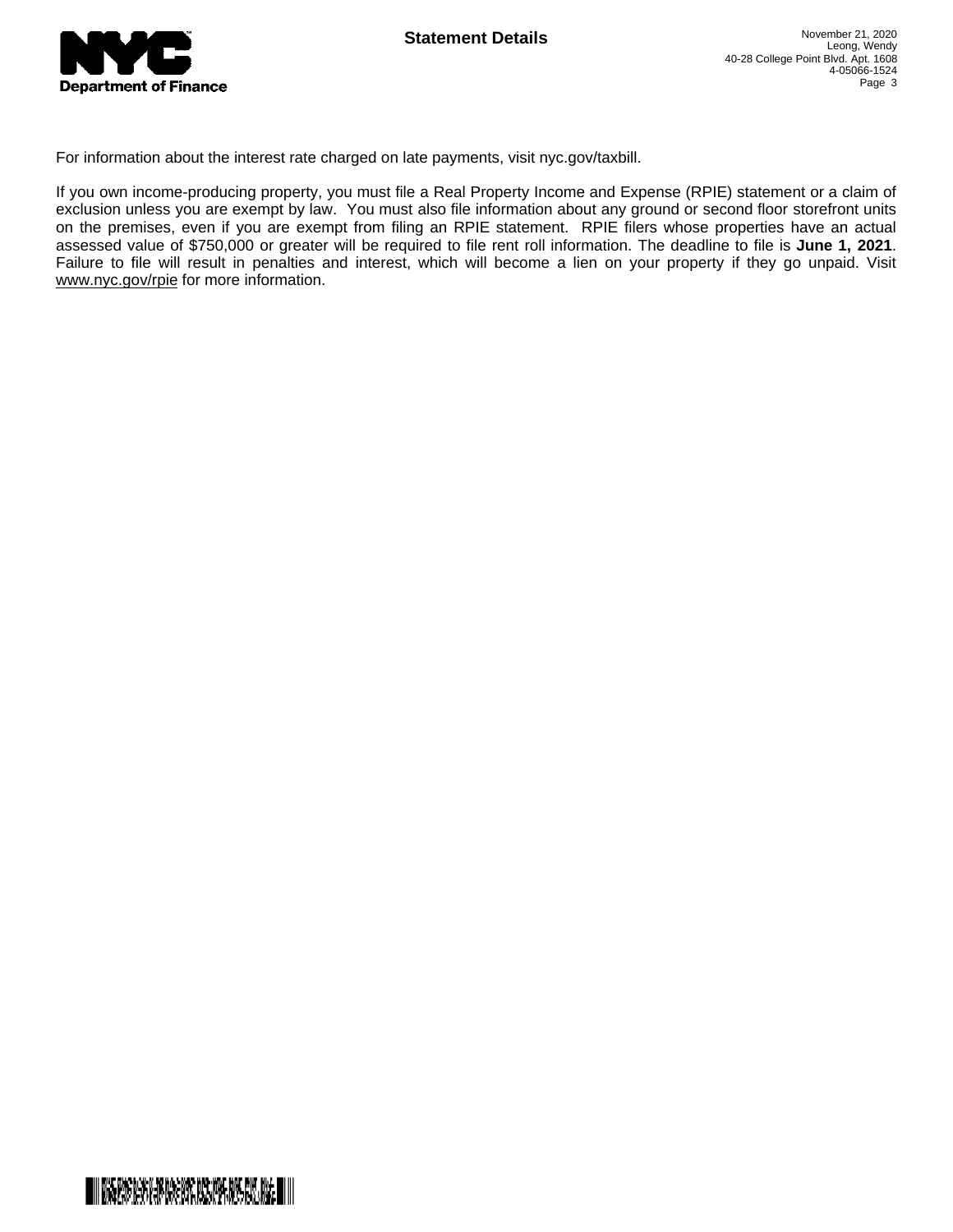For information about the interest rate charged on late payments, visit nyc.gov/taxbill.

If you own income-producing property, you must file a Real Property Income and Expense (RPIE) statement or a claim of exclusion unless you are exempt by law. You must also file information about any ground or second floor storefront units on the premises, even if you are exempt from filing an RPIE statement. RPIE filers whose properties have an actual assessed value of $750,000 or greater will be required to file rent roll information. The deadline to file is **June 1, 2021**. Failure to file will result in penalties and interest, which will become a lien on your property if they go unpaid. Visit www.nyc.gov/rpie for more information.